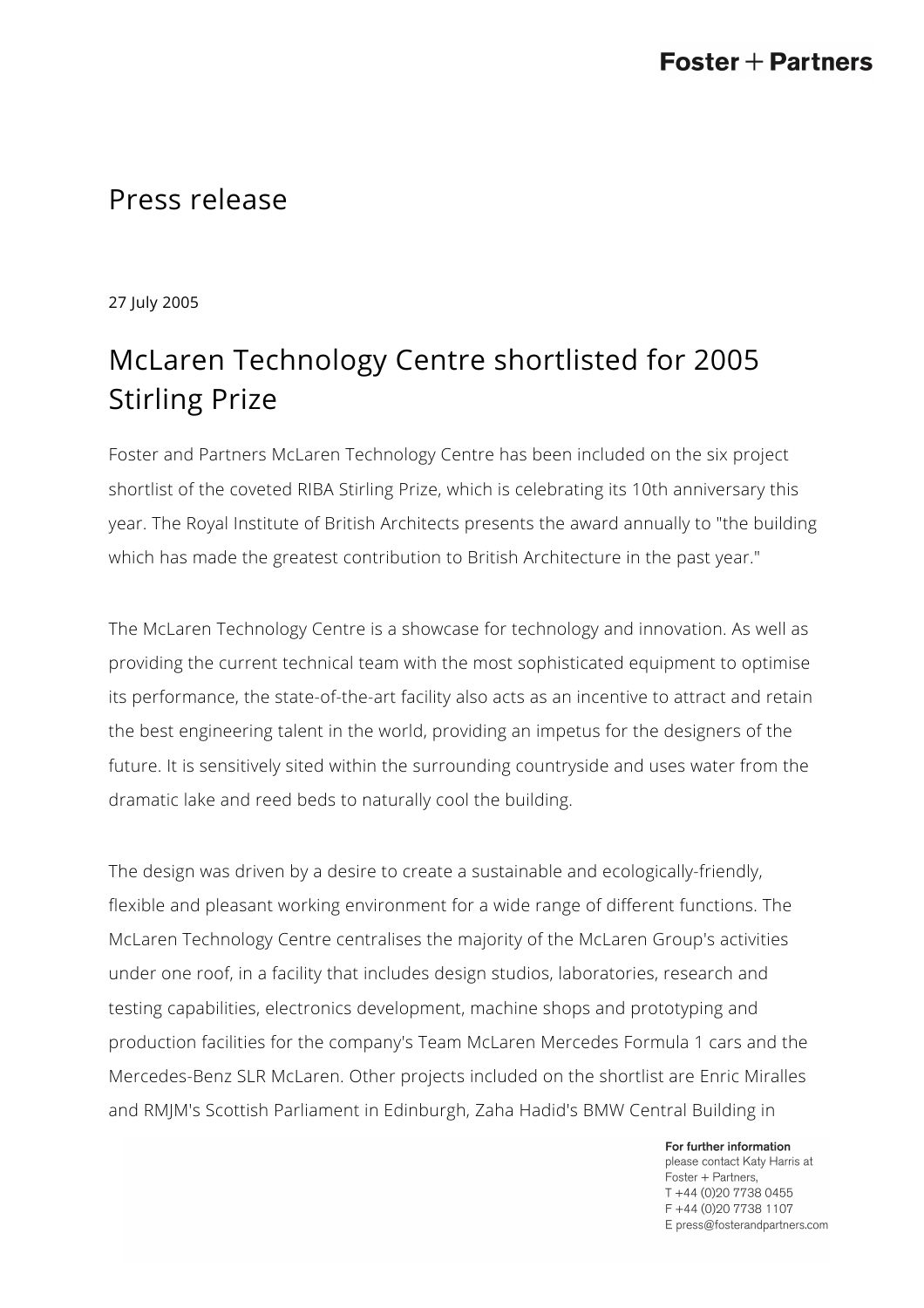Press release

27 July 2005

# McLaren Technology Centre shortlisted for 2005 Stirling Prize

Foster and Partners McLaren Technology Centre has been included on the six project shortlist of the coveted RIBA Stirling Prize, which is celebrating its 10th anniversary this year. The Royal Institute of British Architects presents the award annually to "the building which has made the greatest contribution to British Architecture in the past year."

The McLaren Technology Centre is a showcase for technology and innovation. As well as providing the current technical team with the most sophisticated equipment to optimise its performance, the state-of-the-art facility also acts as an incentive to attract and retain the best engineering talent in the world, providing an impetus for the designers of the future. It is sensitively sited within the surrounding countryside and uses water from the dramatic lake and reed beds to naturally cool the building.

The design was driven by a desire to create a sustainable and ecologically-friendly, flexible and pleasant working environment for a wide range of different functions. The McLaren Technology Centre centralises the majority of the McLaren Group's activities under one roof, in a facility that includes design studios, laboratories, research and testing capabilities, electronics development, machine shops and prototyping and production facilities for the company's Team McLaren Mercedes Formula 1 cars and the Mercedes-Benz SLR McLaren. Other projects included on the shortlist are Enric Miralles and RMJM's Scottish Parliament in Edinburgh, Zaha Hadid's BMW Central Building in

**For further information**
please contact Katy Harris at
Foster + Partners,
T +44 (0)20 7738 0455
F +44 (0)20 7738 1107
E press@fosterandpartners.com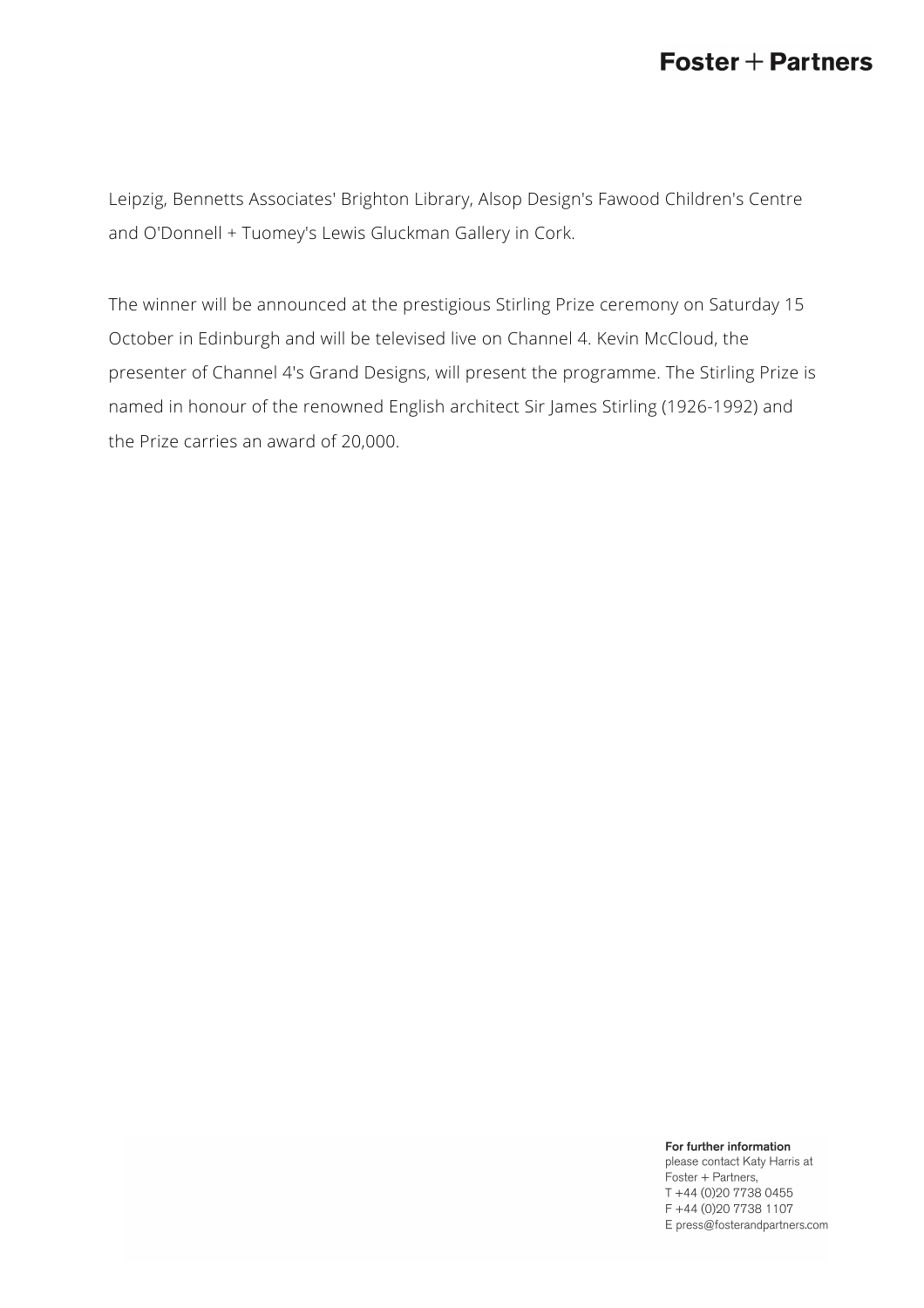Leipzig, Bennetts Associates' Brighton Library, Alsop Design's Fawood Children's Centre and O'Donnell + Tuomey's Lewis Gluckman Gallery in Cork.

The winner will be announced at the prestigious Stirling Prize ceremony on Saturday 15 October in Edinburgh and will be televised live on Channel 4. Kevin McCloud, the presenter of Channel 4's Grand Designs, will present the programme. The Stirling Prize is named in honour of the renowned English architect Sir James Stirling (1926-1992) and the Prize carries an award of 20,000.

**For further information**
please contact Katy Harris at
Foster + Partners,
T +44 (0)20 7738 0455
F +44 (0)20 7738 1107
E press@fosterandpartners.com